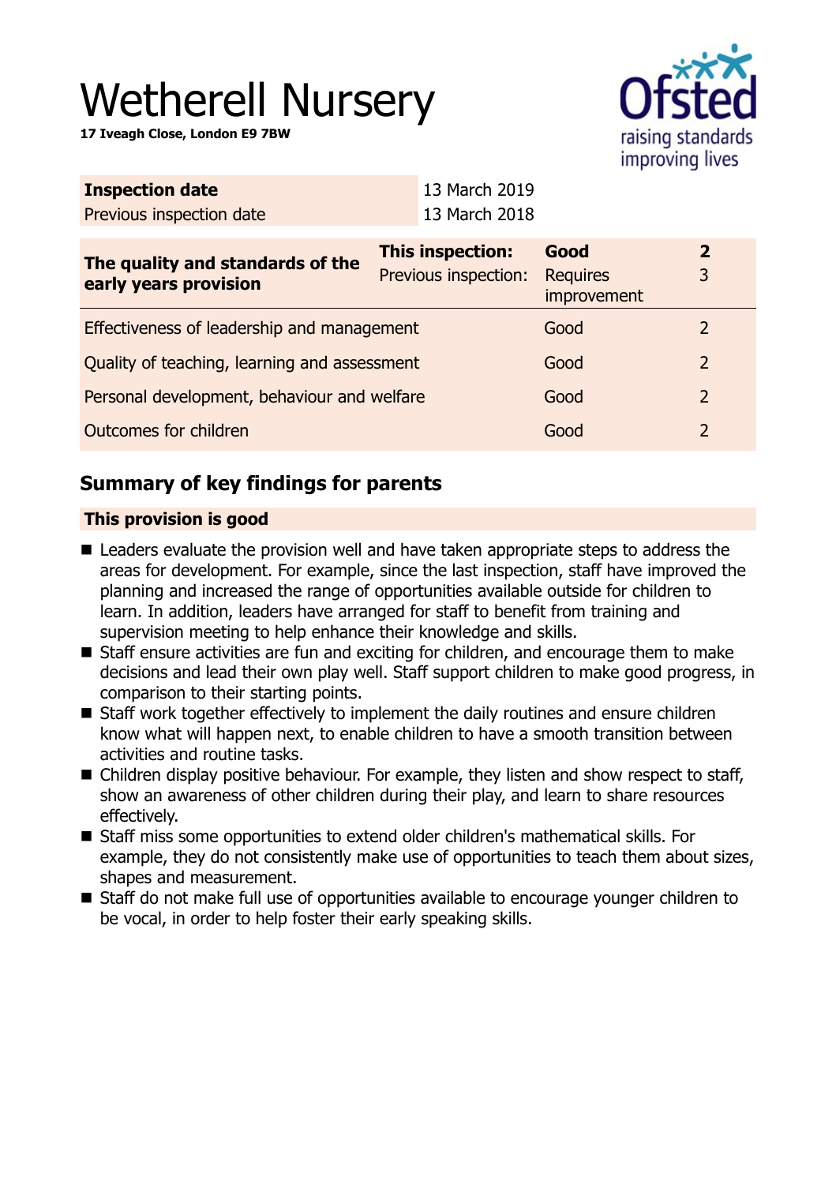# Wetherell Nursery

**17 Iveagh Close, London E9 7BW**

| **Inspection date** | 13 March 2019 |
|---|---|
| Previous inspection date | 13 March 2018 |

| **The quality and standards of the early years provision** | **This inspection:** | **Good** | **2** |
|---|---|---|---|
| | Previous inspection: | Requires improvement | 3 |
| Effectiveness of leadership and management | | Good | 2 |
| Quality of teaching, learning and assessment | | Good | 2 |
| Personal development, behaviour and welfare | | Good | 2 |
| Outcomes for children | | Good | 2 |

## Summary of key findings for parents

**This provision is good**

- Leaders evaluate the provision well and have taken appropriate steps to address the areas for development. For example, since the last inspection, staff have improved the planning and increased the range of opportunities available outside for children to learn. In addition, leaders have arranged for staff to benefit from training and supervision meeting to help enhance their knowledge and skills.
- Staff ensure activities are fun and exciting for children, and encourage them to make decisions and lead their own play well. Staff support children to make good progress, in comparison to their starting points.
- Staff work together effectively to implement the daily routines and ensure children know what will happen next, to enable children to have a smooth transition between activities and routine tasks.
- Children display positive behaviour. For example, they listen and show respect to staff, show an awareness of other children during their play, and learn to share resources effectively.
- Staff miss some opportunities to extend older children's mathematical skills. For example, they do not consistently make use of opportunities to teach them about sizes, shapes and measurement.
- Staff do not make full use of opportunities available to encourage younger children to be vocal, in order to help foster their early speaking skills.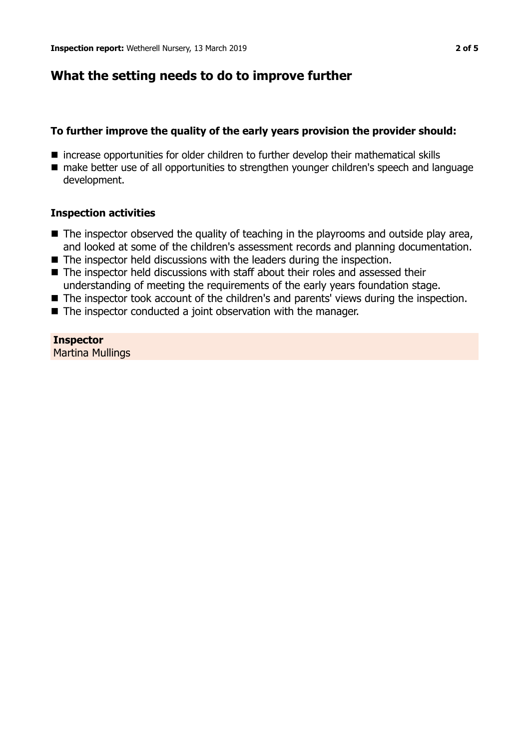## What the setting needs to do to improve further

### To further improve the quality of the early years provision the provider should:

- increase opportunities for older children to further develop their mathematical skills
- make better use of all opportunities to strengthen younger children's speech and language development.

### Inspection activities

- The inspector observed the quality of teaching in the playrooms and outside play area, and looked at some of the children's assessment records and planning documentation.
- The inspector held discussions with the leaders during the inspection.
- The inspector held discussions with staff about their roles and assessed their understanding of meeting the requirements of the early years foundation stage.
- The inspector took account of the children's and parents' views during the inspection.
- The inspector conducted a joint observation with the manager.

**Inspector**
Martina Mullings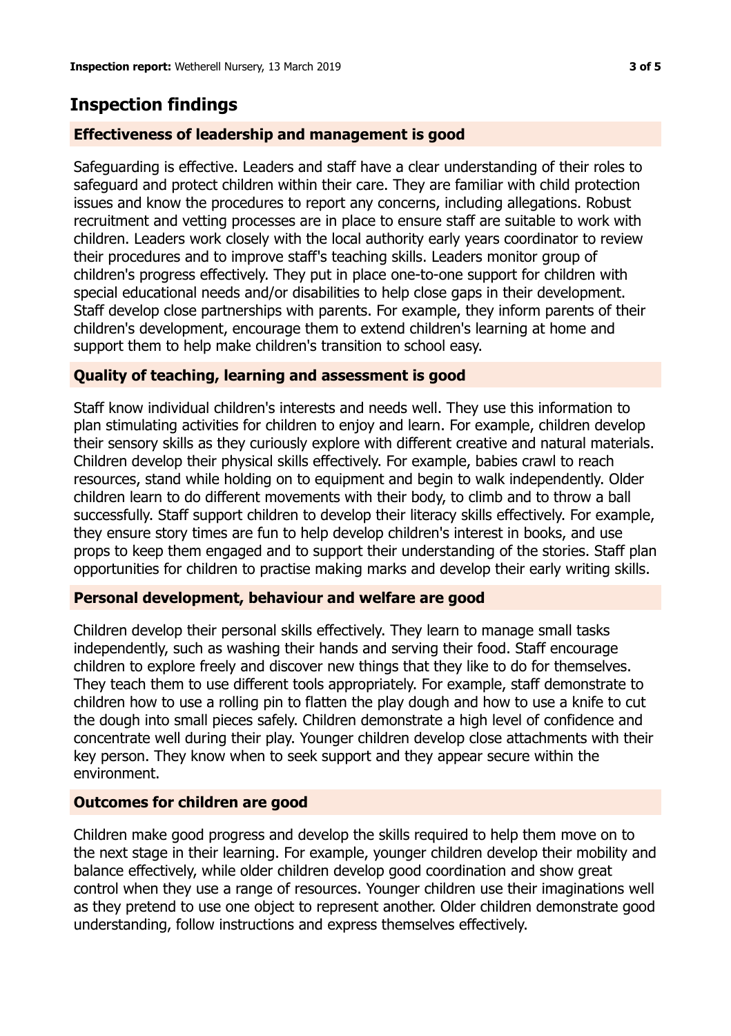## Inspection findings

### Effectiveness of leadership and management is good

Safeguarding is effective. Leaders and staff have a clear understanding of their roles to safeguard and protect children within their care. They are familiar with child protection issues and know the procedures to report any concerns, including allegations. Robust recruitment and vetting processes are in place to ensure staff are suitable to work with children. Leaders work closely with the local authority early years coordinator to review their procedures and to improve staff's teaching skills. Leaders monitor group of children's progress effectively. They put in place one-to-one support for children with special educational needs and/or disabilities to help close gaps in their development. Staff develop close partnerships with parents. For example, they inform parents of their children's development, encourage them to extend children's learning at home and support them to help make children's transition to school easy.

### Quality of teaching, learning and assessment is good

Staff know individual children's interests and needs well. They use this information to plan stimulating activities for children to enjoy and learn. For example, children develop their sensory skills as they curiously explore with different creative and natural materials. Children develop their physical skills effectively. For example, babies crawl to reach resources, stand while holding on to equipment and begin to walk independently. Older children learn to do different movements with their body, to climb and to throw a ball successfully. Staff support children to develop their literacy skills effectively. For example, they ensure story times are fun to help develop children's interest in books, and use props to keep them engaged and to support their understanding of the stories. Staff plan opportunities for children to practise making marks and develop their early writing skills.

### Personal development, behaviour and welfare are good

Children develop their personal skills effectively. They learn to manage small tasks independently, such as washing their hands and serving their food. Staff encourage children to explore freely and discover new things that they like to do for themselves. They teach them to use different tools appropriately. For example, staff demonstrate to children how to use a rolling pin to flatten the play dough and how to use a knife to cut the dough into small pieces safely. Children demonstrate a high level of confidence and concentrate well during their play. Younger children develop close attachments with their key person. They know when to seek support and they appear secure within the environment.

### Outcomes for children are good

Children make good progress and develop the skills required to help them move on to the next stage in their learning. For example, younger children develop their mobility and balance effectively, while older children develop good coordination and show great control when they use a range of resources. Younger children use their imaginations well as they pretend to use one object to represent another. Older children demonstrate good understanding, follow instructions and express themselves effectively.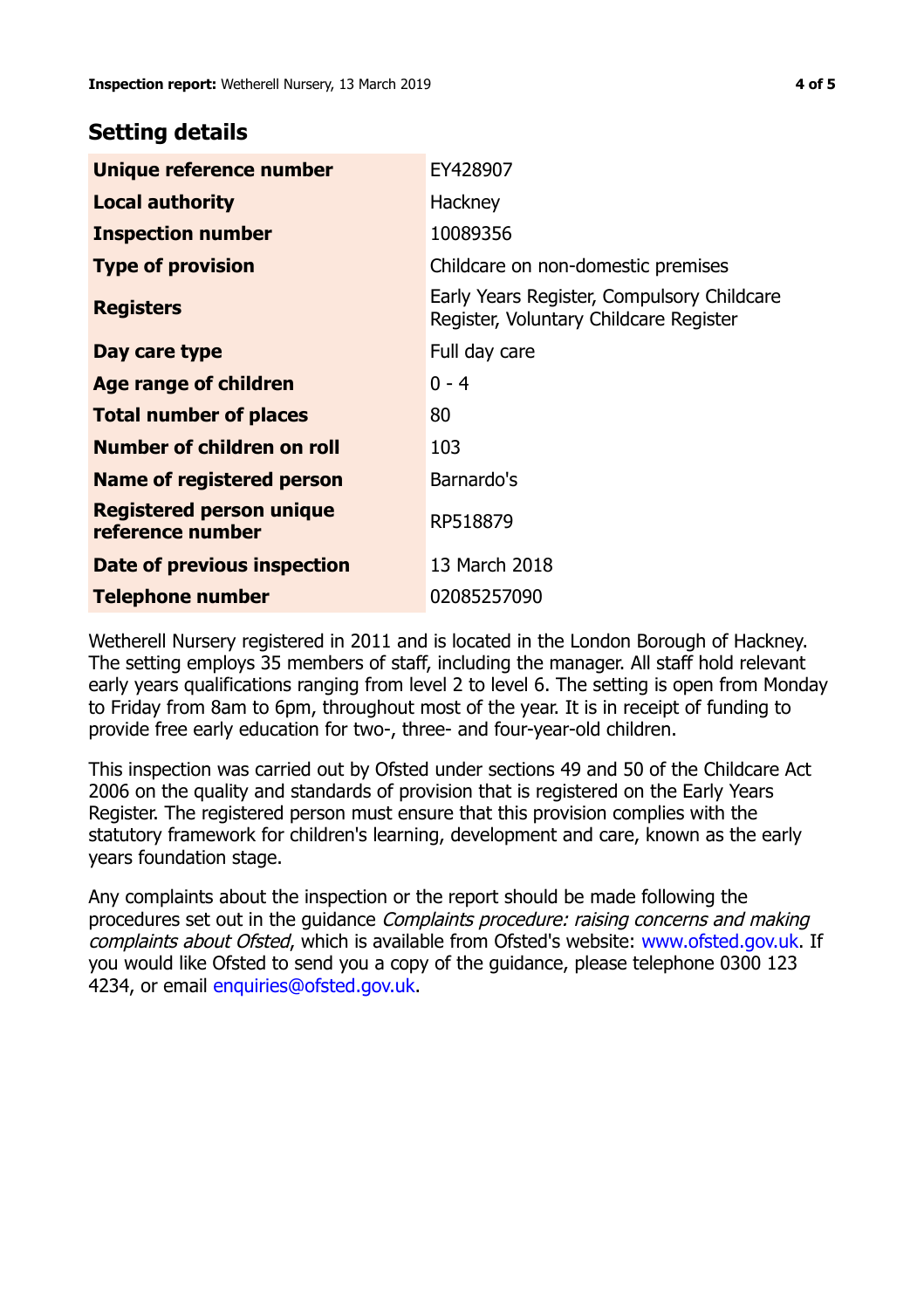## Setting details

| | |
|---|---|
| **Unique reference number** | EY428907 |
| **Local authority** | Hackney |
| **Inspection number** | 10089356 |
| **Type of provision** | Childcare on non-domestic premises |
| **Registers** | Early Years Register, Compulsory Childcare Register, Voluntary Childcare Register |
| **Day care type** | Full day care |
| **Age range of children** | 0 - 4 |
| **Total number of places** | 80 |
| **Number of children on roll** | 103 |
| **Name of registered person** | Barnardo's |
| **Registered person unique reference number** | RP518879 |
| **Date of previous inspection** | 13 March 2018 |
| **Telephone number** | 02085257090 |

Wetherell Nursery registered in 2011 and is located in the London Borough of Hackney. The setting employs 35 members of staff, including the manager. All staff hold relevant early years qualifications ranging from level 2 to level 6. The setting is open from Monday to Friday from 8am to 6pm, throughout most of the year. It is in receipt of funding to provide free early education for two-, three- and four-year-old children.

This inspection was carried out by Ofsted under sections 49 and 50 of the Childcare Act 2006 on the quality and standards of provision that is registered on the Early Years Register. The registered person must ensure that this provision complies with the statutory framework for children's learning, development and care, known as the early years foundation stage.

Any complaints about the inspection or the report should be made following the procedures set out in the guidance *Complaints procedure: raising concerns and making complaints about Ofsted*, which is available from Ofsted's website: www.ofsted.gov.uk. If you would like Ofsted to send you a copy of the guidance, please telephone 0300 123 4234, or email enquiries@ofsted.gov.uk.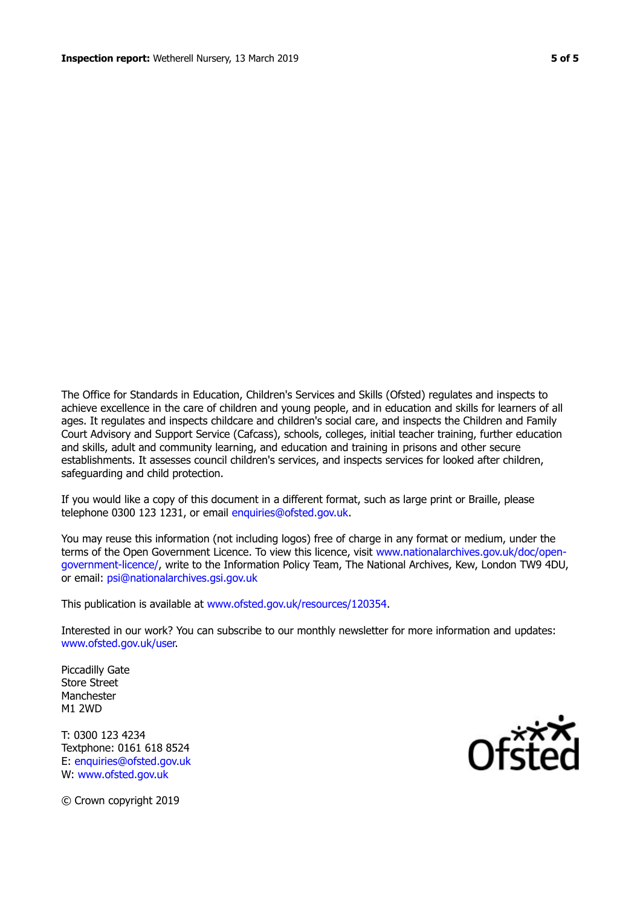The Office for Standards in Education, Children's Services and Skills (Ofsted) regulates and inspects to achieve excellence in the care of children and young people, and in education and skills for learners of all ages. It regulates and inspects childcare and children's social care, and inspects the Children and Family Court Advisory and Support Service (Cafcass), schools, colleges, initial teacher training, further education and skills, adult and community learning, and education and training in prisons and other secure establishments. It assesses council children's services, and inspects services for looked after children, safeguarding and child protection.

If you would like a copy of this document in a different format, such as large print or Braille, please telephone 0300 123 1231, or email enquiries@ofsted.gov.uk.

You may reuse this information (not including logos) free of charge in any format or medium, under the terms of the Open Government Licence. To view this licence, visit www.nationalarchives.gov.uk/doc/open-government-licence/, write to the Information Policy Team, The National Archives, Kew, London TW9 4DU, or email: psi@nationalarchives.gsi.gov.uk

This publication is available at www.ofsted.gov.uk/resources/120354.

Interested in our work? You can subscribe to our monthly newsletter for more information and updates: www.ofsted.gov.uk/user.

Piccadilly Gate
Store Street
Manchester
M1 2WD

T: 0300 123 4234
Textphone: 0161 618 8524
E: enquiries@ofsted.gov.uk
W: www.ofsted.gov.uk

© Crown copyright 2019